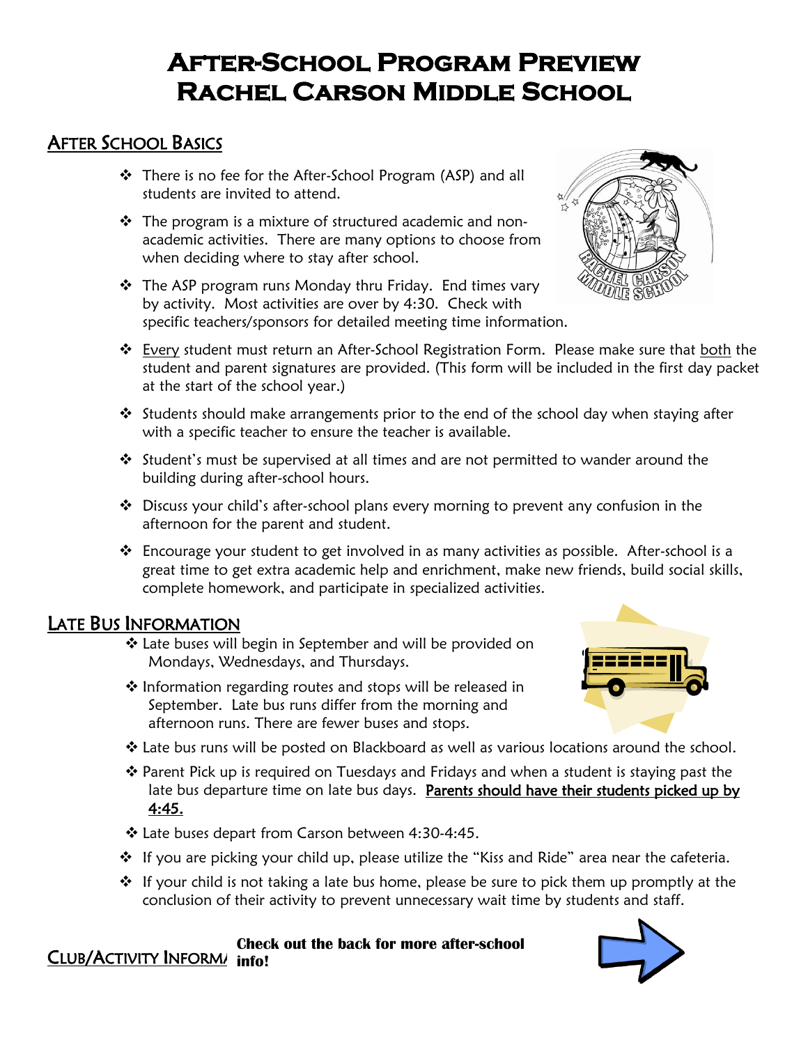# After-School Program Preview
# Rachel Carson Middle School

## After School Basics

- There is no fee for the After-School Program (ASP) and all students are invited to attend.
- The program is a mixture of structured academic and non-academic activities. There are many options to choose from when deciding where to stay after school.
- The ASP program runs Monday thru Friday. End times vary by activity. Most activities are over by 4:30. Check with specific teachers/sponsors for detailed meeting time information.
- Every student must return an After-School Registration Form. Please make sure that both the student and parent signatures are provided. (This form will be included in the first day packet at the start of the school year.)
- Students should make arrangements prior to the end of the school day when staying after with a specific teacher to ensure the teacher is available.
- Student's must be supervised at all times and are not permitted to wander around the building during after-school hours.
- Discuss your child's after-school plans every morning to prevent any confusion in the afternoon for the parent and student.
- Encourage your student to get involved in as many activities as possible. After-school is a great time to get extra academic help and enrichment, make new friends, build social skills, complete homework, and participate in specialized activities.

## Late Bus Information

- Late buses will begin in September and will be provided on Mondays, Wednesdays, and Thursdays.
- Information regarding routes and stops will be released in September. Late bus runs differ from the morning and afternoon runs. There are fewer buses and stops.
- Late bus runs will be posted on Blackboard as well as various locations around the school.
- Parent Pick up is required on Tuesdays and Fridays and when a student is staying past the late bus departure time on late bus days. **Parents should have their students picked up by 4:45.**
- Late buses depart from Carson between 4:30-4:45.
- If you are picking your child up, please utilize the "Kiss and Ride" area near the cafeteria.
- If your child is not taking a late bus home, please be sure to pick them up promptly at the conclusion of their activity to prevent unnecessary wait time by students and staff.

## Club/Activity Inform

**Check out the back for more after-school info!**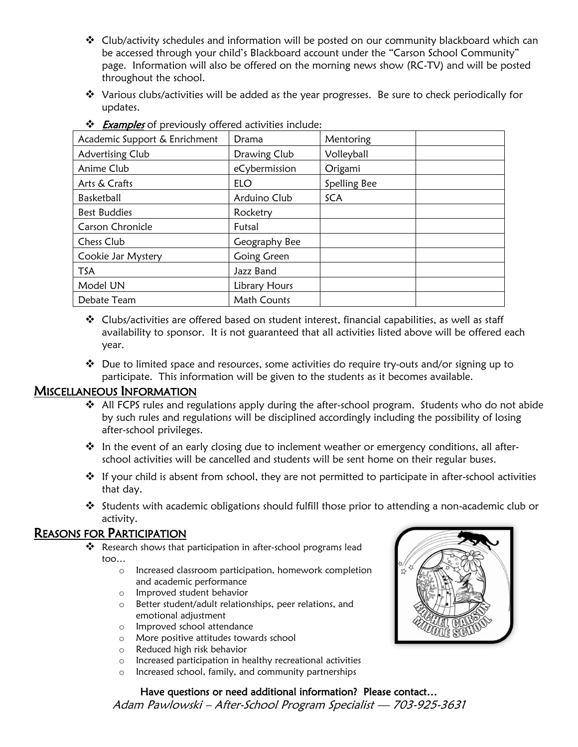- Club/activity schedules and information will be posted on our community blackboard which can be accessed through your child's Blackboard account under the "Carson School Community" page. Information will also be offered on the morning news show (RC-TV) and will be posted throughout the school.
- Various clubs/activities will be added as the year progresses. Be sure to check periodically for updates.
- ***Examples*** of previously offered activities include:

| Academic Support & Enrichment | Drama | Mentoring | |
|---|---|---|---|
| Advertising Club | Drawing Club | Volleyball | |
| Anime Club | eCybermission | Origami | |
| Arts & Crafts | ELO | Spelling Bee | |
| Basketball | Arduino Club | SCA | |
| Best Buddies | Rocketry | | |
| Carson Chronicle | Futsal | | |
| Chess Club | Geography Bee | | |
| Cookie Jar Mystery | Going Green | | |
| TSA | Jazz Band | | |
| Model UN | Library Hours | | |
| Debate Team | Math Counts | | |

- Clubs/activities are offered based on student interest, financial capabilities, as well as staff availability to sponsor. It is not guaranteed that all activities listed above will be offered each year.
- Due to limited space and resources, some activities do require try-outs and/or signing up to participate. This information will be given to the students as it becomes available.

## Miscellaneous Information

- All FCPS rules and regulations apply during the after-school program. Students who do not abide by such rules and regulations will be disciplined accordingly including the possibility of losing after-school privileges.
- In the event of an early closing due to inclement weather or emergency conditions, all after-school activities will be cancelled and students will be sent home on their regular buses.
- If your child is absent from school, they are not permitted to participate in after-school activities that day.
- Students with academic obligations should fulfill those prior to attending a non-academic club or activity.

## Reasons for Participation

- Research shows that participation in after-school programs lead too…
  - Increased classroom participation, homework completion and academic performance
  - Improved student behavior
  - Better student/adult relationships, peer relations, and emotional adjustment
  - Improved school attendance
  - More positive attitudes towards school
  - Reduced high risk behavior
  - Increased participation in healthy recreational activities
  - Increased school, family, and community partnerships

**Have questions or need additional information? Please contact…**

*Adam Pawlowski – After-School Program Specialist — 703-925-3631*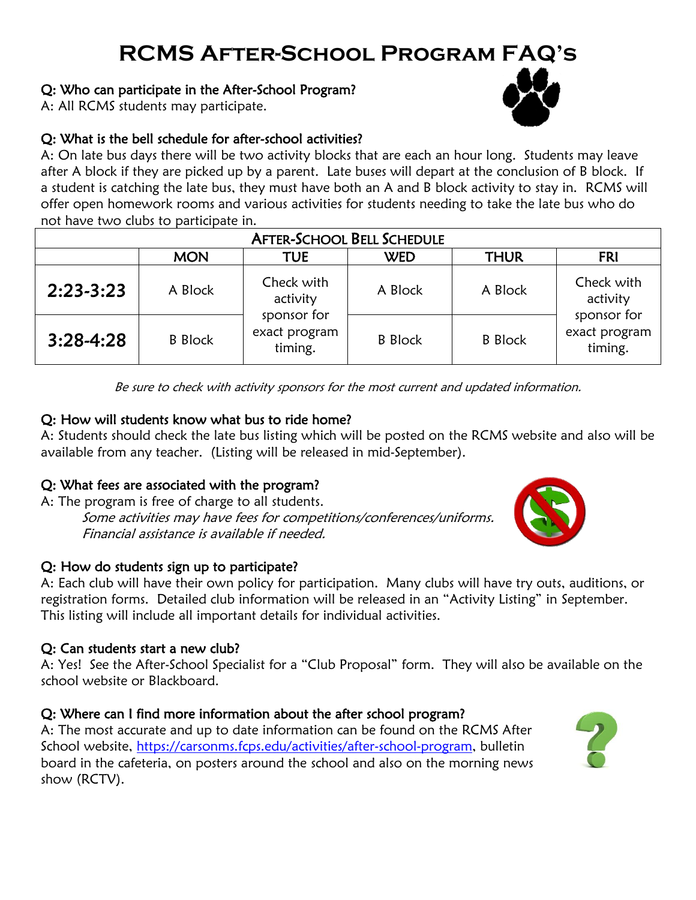# RCMS After-School Program FAQ's

**Q: Who can participate in the After-School Program?**

A: All RCMS students may participate.

**Q: What is the bell schedule for after-school activities?**

A: On late bus days there will be two activity blocks that are each an hour long. Students may leave after A block if they are picked up by a parent. Late buses will depart at the conclusion of B block. If a student is catching the late bus, they must have both an A and B block activity to stay in. RCMS will offer open homework rooms and various activities for students needing to take the late bus who do not have two clubs to participate in.

| After-School Bell Schedule | | | | | |
|---|---|---|---|---|---|
| | **MON** | **TUE** | **WED** | **THUR** | **FRI** |
| **2:23-3:23** | A Block | Check with activity sponsor for exact program timing. | A Block | A Block | Check with activity sponsor for exact program timing. |
| **3:28-4:28** | B Block | | B Block | B Block | |

*Be sure to check with activity sponsors for the most current and updated information.*

**Q: How will students know what bus to ride home?**

A: Students should check the late bus listing which will be posted on the RCMS website and also will be available from any teacher. (Listing will be released in mid-September).

**Q: What fees are associated with the program?**

A: The program is free of charge to all students.

*Some activities may have fees for competitions/conferences/uniforms.*
*Financial assistance is available if needed.*

**Q: How do students sign up to participate?**

A: Each club will have their own policy for participation. Many clubs will have try outs, auditions, or registration forms. Detailed club information will be released in an "Activity Listing" in September. This listing will include all important details for individual activities.

**Q: Can students start a new club?**

A: Yes! See the After-School Specialist for a "Club Proposal" form. They will also be available on the school website or Blackboard.

**Q: Where can I find more information about the after school program?**

A: The most accurate and up to date information can be found on the RCMS After School website, https://carsonms.fcps.edu/activities/after-school-program, bulletin board in the cafeteria, on posters around the school and also on the morning news show (RCTV).